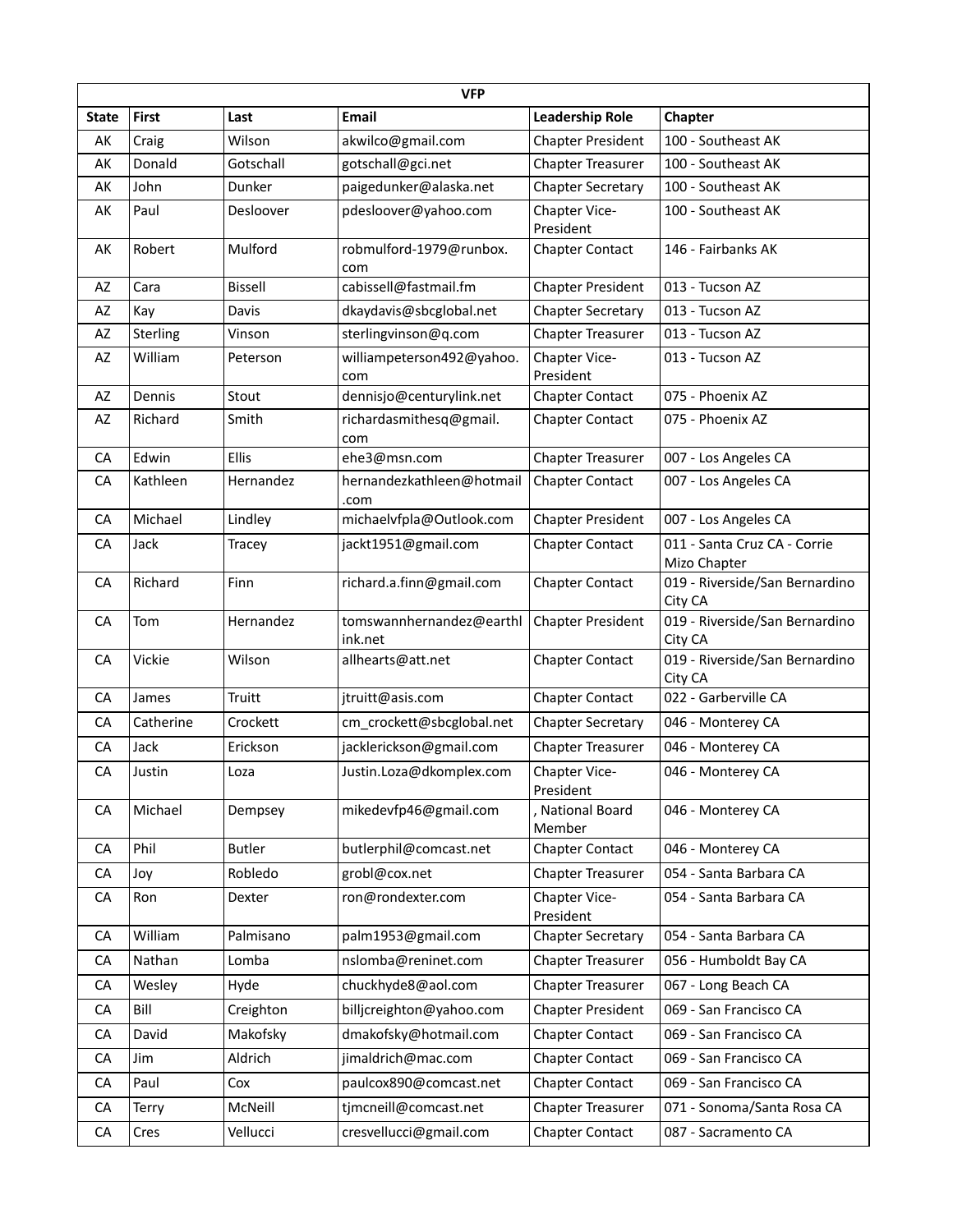| VFP | | | | | |
|---|---|---|---|---|---|
| **State** | **First** | **Last** | **Email** | **Leadership Role** | **Chapter** |
| AK | Craig | Wilson | akwilco@gmail.com | Chapter President | 100 - Southeast AK |
| AK | Donald | Gotschall | gotschall@gci.net | Chapter Treasurer | 100 - Southeast AK |
| AK | John | Dunker | paigedunker@alaska.net | Chapter Secretary | 100 - Southeast AK |
| AK | Paul | Desloover | pdesloover@yahoo.com | Chapter Vice-President | 100 - Southeast AK |
| AK | Robert | Mulford | robmulford-1979@runbox.com | Chapter Contact | 146 - Fairbanks AK |
| AZ | Cara | Bissell | cabissell@fastmail.fm | Chapter President | 013 - Tucson AZ |
| AZ | Kay | Davis | dkaydavis@sbcglobal.net | Chapter Secretary | 013 - Tucson AZ |
| AZ | Sterling | Vinson | sterlingvinson@q.com | Chapter Treasurer | 013 - Tucson AZ |
| AZ | William | Peterson | williampeterson492@yahoo.com | Chapter Vice-President | 013 - Tucson AZ |
| AZ | Dennis | Stout | dennisjo@centurylink.net | Chapter Contact | 075 - Phoenix AZ |
| AZ | Richard | Smith | richardasmithesq@gmail.com | Chapter Contact | 075 - Phoenix AZ |
| CA | Edwin | Ellis | ehe3@msn.com | Chapter Treasurer | 007 - Los Angeles CA |
| CA | Kathleen | Hernandez | hernandezkathleen@hotmail.com | Chapter Contact | 007 - Los Angeles CA |
| CA | Michael | Lindley | michaelvfpla@Outlook.com | Chapter President | 007 - Los Angeles CA |
| CA | Jack | Tracey | jackt1951@gmail.com | Chapter Contact | 011 - Santa Cruz CA - Corrie Mizo Chapter |
| CA | Richard | Finn | richard.a.finn@gmail.com | Chapter Contact | 019 - Riverside/San Bernardino City CA |
| CA | Tom | Hernandez | tomswannhernandez@earthlink.net | Chapter President | 019 - Riverside/San Bernardino City CA |
| CA | Vickie | Wilson | allhearts@att.net | Chapter Contact | 019 - Riverside/San Bernardino City CA |
| CA | James | Truitt | jtruitt@asis.com | Chapter Contact | 022 - Garberville CA |
| CA | Catherine | Crockett | cm_crockett@sbcglobal.net | Chapter Secretary | 046 - Monterey CA |
| CA | Jack | Erickson | jacklerickson@gmail.com | Chapter Treasurer | 046 - Monterey CA |
| CA | Justin | Loza | Justin.Loza@dkomplex.com | Chapter Vice-President | 046 - Monterey CA |
| CA | Michael | Dempsey | mikedevfp46@gmail.com | , National Board Member | 046 - Monterey CA |
| CA | Phil | Butler | butlerphil@comcast.net | Chapter Contact | 046 - Monterey CA |
| CA | Joy | Robledo | grobl@cox.net | Chapter Treasurer | 054 - Santa Barbara CA |
| CA | Ron | Dexter | ron@rondexter.com | Chapter Vice-President | 054 - Santa Barbara CA |
| CA | William | Palmisano | palm1953@gmail.com | Chapter Secretary | 054 - Santa Barbara CA |
| CA | Nathan | Lomba | nslomba@reninet.com | Chapter Treasurer | 056 - Humboldt Bay CA |
| CA | Wesley | Hyde | chuckhyde8@aol.com | Chapter Treasurer | 067 - Long Beach CA |
| CA | Bill | Creighton | billjcreighton@yahoo.com | Chapter President | 069 - San Francisco CA |
| CA | David | Makofsky | dmakofsky@hotmail.com | Chapter Contact | 069 - San Francisco CA |
| CA | Jim | Aldrich | jimaldrich@mac.com | Chapter Contact | 069 - San Francisco CA |
| CA | Paul | Cox | paulcox890@comcast.net | Chapter Contact | 069 - San Francisco CA |
| CA | Terry | McNeill | tjmcneill@comcast.net | Chapter Treasurer | 071 - Sonoma/Santa Rosa CA |
| CA | Cres | Vellucci | cresvellucci@gmail.com | Chapter Contact | 087 - Sacramento CA |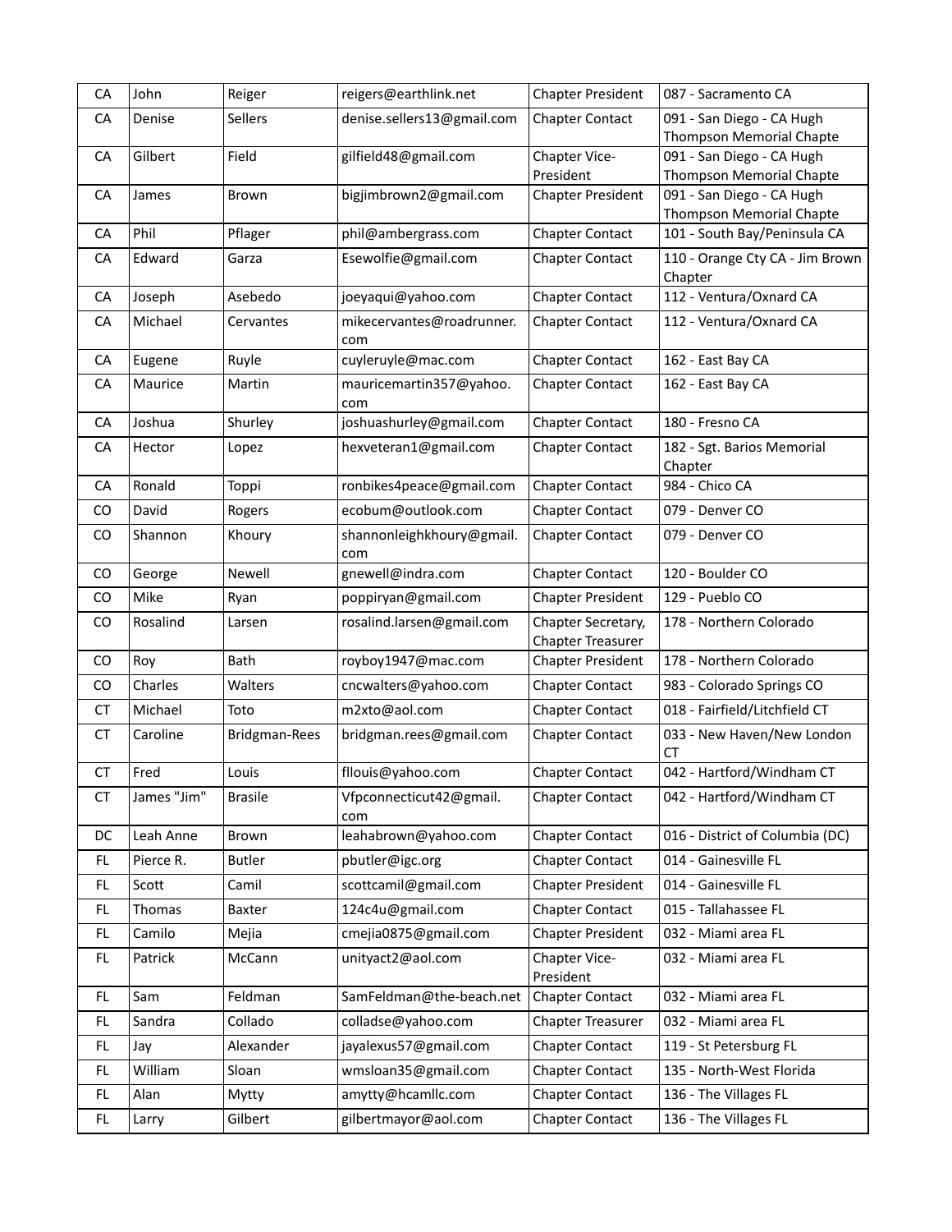| | | | | | |
|---|---|---|---|---|---|
| CA | John | Reiger | reigers@earthlink.net | Chapter President | 087 - Sacramento CA |
| CA | Denise | Sellers | denise.sellers13@gmail.com | Chapter Contact | 091 - San Diego - CA Hugh Thompson Memorial Chapte |
| CA | Gilbert | Field | gilfield48@gmail.com | Chapter Vice-President | 091 - San Diego - CA Hugh Thompson Memorial Chapte |
| CA | James | Brown | bigjimbrown2@gmail.com | Chapter President | 091 - San Diego - CA Hugh Thompson Memorial Chapte |
| CA | Phil | Pflager | phil@ambergrass.com | Chapter Contact | 101 - South Bay/Peninsula CA |
| CA | Edward | Garza | Esewolfie@gmail.com | Chapter Contact | 110 - Orange Cty CA - Jim Brown Chapter |
| CA | Joseph | Asebedo | joeyaqui@yahoo.com | Chapter Contact | 112 - Ventura/Oxnard CA |
| CA | Michael | Cervantes | mikecervantes@roadrunner.com | Chapter Contact | 112 - Ventura/Oxnard CA |
| CA | Eugene | Ruyle | cuyleruyle@mac.com | Chapter Contact | 162 - East Bay CA |
| CA | Maurice | Martin | mauricemartin357@yahoo.com | Chapter Contact | 162 - East Bay CA |
| CA | Joshua | Shurley | joshuashurley@gmail.com | Chapter Contact | 180 - Fresno CA |
| CA | Hector | Lopez | hexveteran1@gmail.com | Chapter Contact | 182 - Sgt. Barios Memorial Chapter |
| CA | Ronald | Toppi | ronbikes4peace@gmail.com | Chapter Contact | 984 - Chico CA |
| CO | David | Rogers | ecobum@outlook.com | Chapter Contact | 079 - Denver CO |
| CO | Shannon | Khoury | shannonleighkhoury@gmail.com | Chapter Contact | 079 - Denver CO |
| CO | George | Newell | gnewell@indra.com | Chapter Contact | 120 - Boulder CO |
| CO | Mike | Ryan | poppiryan@gmail.com | Chapter President | 129 - Pueblo CO |
| CO | Rosalind | Larsen | rosalind.larsen@gmail.com | Chapter Secretary, Chapter Treasurer | 178 - Northern Colorado |
| CO | Roy | Bath | royboy1947@mac.com | Chapter President | 178 - Northern Colorado |
| CO | Charles | Walters | cncwalters@yahoo.com | Chapter Contact | 983 - Colorado Springs CO |
| CT | Michael | Toto | m2xto@aol.com | Chapter Contact | 018 - Fairfield/Litchfield CT |
| CT | Caroline | Bridgman-Rees | bridgman.rees@gmail.com | Chapter Contact | 033 - New Haven/New London CT |
| CT | Fred | Louis | fllouis@yahoo.com | Chapter Contact | 042 - Hartford/Windham CT |
| CT | James "Jim" | Brasile | Vfpconnecticut42@gmail.com | Chapter Contact | 042 - Hartford/Windham CT |
| DC | Leah Anne | Brown | leahabrown@yahoo.com | Chapter Contact | 016 - District of Columbia (DC) |
| FL | Pierce R. | Butler | pbutler@igc.org | Chapter Contact | 014 - Gainesville FL |
| FL | Scott | Camil | scottcamil@gmail.com | Chapter President | 014 - Gainesville FL |
| FL | Thomas | Baxter | 124c4u@gmail.com | Chapter Contact | 015 - Tallahassee FL |
| FL | Camilo | Mejia | cmejia0875@gmail.com | Chapter President | 032 - Miami area FL |
| FL | Patrick | McCann | unityact2@aol.com | Chapter Vice-President | 032 - Miami area FL |
| FL | Sam | Feldman | SamFeldman@the-beach.net | Chapter Contact | 032 - Miami area FL |
| FL | Sandra | Collado | colladse@yahoo.com | Chapter Treasurer | 032 - Miami area FL |
| FL | Jay | Alexander | jayalexus57@gmail.com | Chapter Contact | 119 - St Petersburg FL |
| FL | William | Sloan | wmsloan35@gmail.com | Chapter Contact | 135 - North-West Florida |
| FL | Alan | Mytty | amytty@hcamllc.com | Chapter Contact | 136 - The Villages FL |
| FL | Larry | Gilbert | gilbertmayor@aol.com | Chapter Contact | 136 - The Villages FL |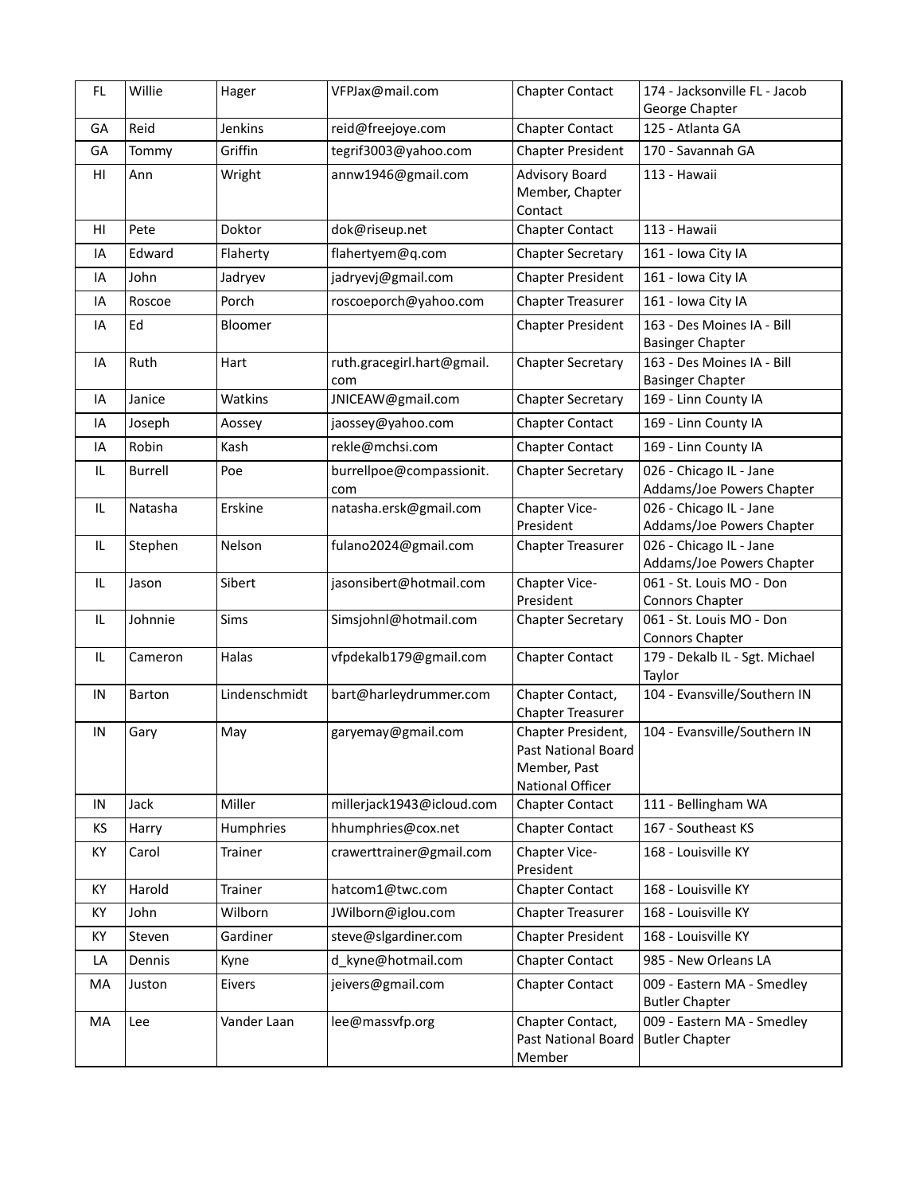| | | | | | |
|---|---|---|---|---|---|
| FL | Willie | Hager | VFPJax@mail.com | Chapter Contact | 174 - Jacksonville FL - Jacob George Chapter |
| GA | Reid | Jenkins | reid@freejoye.com | Chapter Contact | 125 - Atlanta GA |
| GA | Tommy | Griffin | tegrif3003@yahoo.com | Chapter President | 170 - Savannah GA |
| HI | Ann | Wright | annw1946@gmail.com | Advisory Board Member, Chapter Contact | 113 - Hawaii |
| HI | Pete | Doktor | dok@riseup.net | Chapter Contact | 113 - Hawaii |
| IA | Edward | Flaherty | flahertyem@q.com | Chapter Secretary | 161 - Iowa City IA |
| IA | John | Jadryev | jadryevj@gmail.com | Chapter President | 161 - Iowa City IA |
| IA | Roscoe | Porch | roscoeporch@yahoo.com | Chapter Treasurer | 161 - Iowa City IA |
| IA | Ed | Bloomer | | Chapter President | 163 - Des Moines IA - Bill Basinger Chapter |
| IA | Ruth | Hart | ruth.gracegirl.hart@gmail.com | Chapter Secretary | 163 - Des Moines IA - Bill Basinger Chapter |
| IA | Janice | Watkins | JNICEAW@gmail.com | Chapter Secretary | 169 - Linn County IA |
| IA | Joseph | Aossey | jaossey@yahoo.com | Chapter Contact | 169 - Linn County IA |
| IA | Robin | Kash | rekle@mchsi.com | Chapter Contact | 169 - Linn County IA |
| IL | Burrell | Poe | burrellpoe@compassionit.com | Chapter Secretary | 026 - Chicago IL - Jane Addams/Joe Powers Chapter |
| IL | Natasha | Erskine | natasha.ersk@gmail.com | Chapter Vice-President | 026 - Chicago IL - Jane Addams/Joe Powers Chapter |
| IL | Stephen | Nelson | fulano2024@gmail.com | Chapter Treasurer | 026 - Chicago IL - Jane Addams/Joe Powers Chapter |
| IL | Jason | Sibert | jasonsibert@hotmail.com | Chapter Vice-President | 061 - St. Louis MO - Don Connors Chapter |
| IL | Johnnie | Sims | Simsjohnl@hotmail.com | Chapter Secretary | 061 - St. Louis MO - Don Connors Chapter |
| IL | Cameron | Halas | vfpdekalb179@gmail.com | Chapter Contact | 179 - Dekalb IL - Sgt. Michael Taylor |
| IN | Barton | Lindenschmidt | bart@harleydrummer.com | Chapter Contact, Chapter Treasurer | 104 - Evansville/Southern IN |
| IN | Gary | May | garyemay@gmail.com | Chapter President, Past National Board Member, Past National Officer | 104 - Evansville/Southern IN |
| IN | Jack | Miller | millerjack1943@icloud.com | Chapter Contact | 111 - Bellingham WA |
| KS | Harry | Humphries | hhumphries@cox.net | Chapter Contact | 167 - Southeast KS |
| KY | Carol | Trainer | crawerttrainer@gmail.com | Chapter Vice-President | 168 - Louisville KY |
| KY | Harold | Trainer | hatcom1@twc.com | Chapter Contact | 168 - Louisville KY |
| KY | John | Wilborn | JWilborn@iglou.com | Chapter Treasurer | 168 - Louisville KY |
| KY | Steven | Gardiner | steve@slgardiner.com | Chapter President | 168 - Louisville KY |
| LA | Dennis | Kyne | d_kyne@hotmail.com | Chapter Contact | 985 - New Orleans LA |
| MA | Juston | Eivers | jeivers@gmail.com | Chapter Contact | 009 - Eastern MA - Smedley Butler Chapter |
| MA | Lee | Vander Laan | lee@massvfp.org | Chapter Contact, Past National Board Member | 009 - Eastern MA - Smedley Butler Chapter |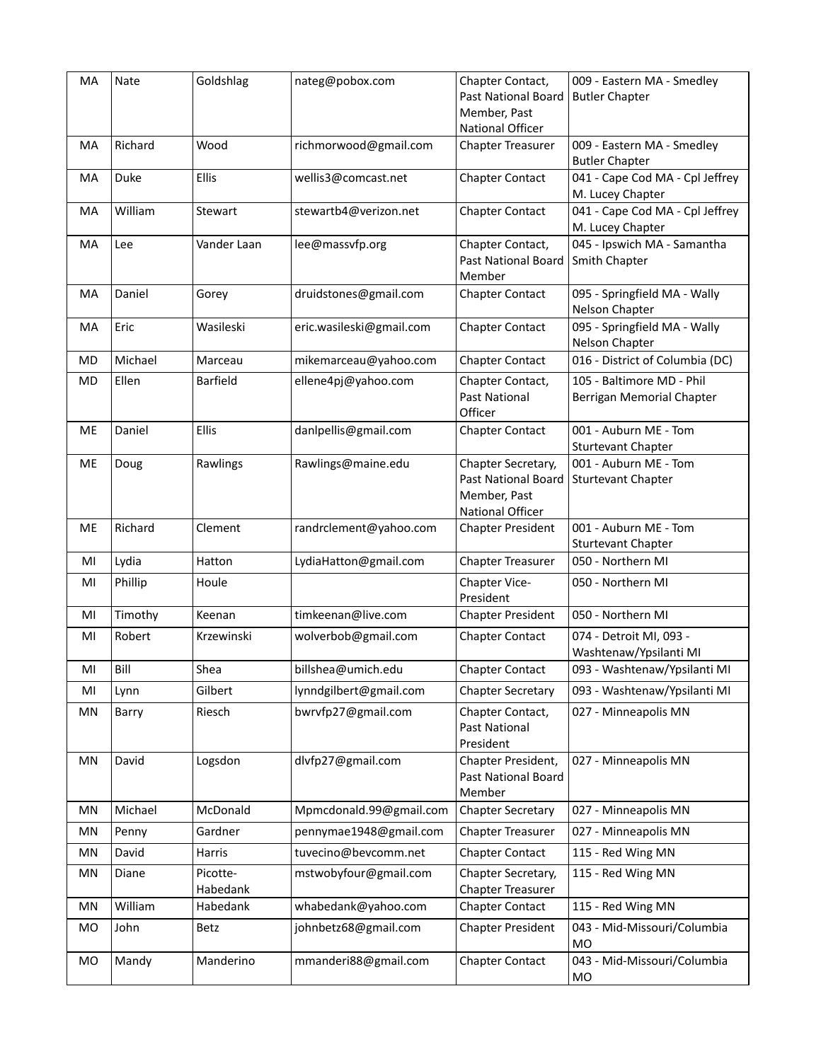| | | | | | |
|---|---|---|---|---|---|
| MA | Nate | Goldshlag | nateg@pobox.com | Chapter Contact, Past National Board Member, Past National Officer | 009 - Eastern MA - Smedley Butler Chapter |
| MA | Richard | Wood | richmorwood@gmail.com | Chapter Treasurer | 009 - Eastern MA - Smedley Butler Chapter |
| MA | Duke | Ellis | wellis3@comcast.net | Chapter Contact | 041 - Cape Cod MA - Cpl Jeffrey M. Lucey Chapter |
| MA | William | Stewart | stewartb4@verizon.net | Chapter Contact | 041 - Cape Cod MA - Cpl Jeffrey M. Lucey Chapter |
| MA | Lee | Vander Laan | lee@massvfp.org | Chapter Contact, Past National Board Member | 045 - Ipswich MA - Samantha Smith Chapter |
| MA | Daniel | Gorey | druidstones@gmail.com | Chapter Contact | 095 - Springfield MA - Wally Nelson Chapter |
| MA | Eric | Wasileski | eric.wasileski@gmail.com | Chapter Contact | 095 - Springfield MA - Wally Nelson Chapter |
| MD | Michael | Marceau | mikemarceau@yahoo.com | Chapter Contact | 016 - District of Columbia (DC) |
| MD | Ellen | Barfield | ellene4pj@yahoo.com | Chapter Contact, Past National Officer | 105 - Baltimore MD - Phil Berrigan Memorial Chapter |
| ME | Daniel | Ellis | danlpellis@gmail.com | Chapter Contact | 001 - Auburn ME - Tom Sturtevant Chapter |
| ME | Doug | Rawlings | Rawlings@maine.edu | Chapter Secretary, Past National Board Member, Past National Officer | 001 - Auburn ME - Tom Sturtevant Chapter |
| ME | Richard | Clement | randrclement@yahoo.com | Chapter President | 001 - Auburn ME - Tom Sturtevant Chapter |
| MI | Lydia | Hatton | LydiaHatton@gmail.com | Chapter Treasurer | 050 - Northern MI |
| MI | Phillip | Houle | | Chapter Vice-President | 050 - Northern MI |
| MI | Timothy | Keenan | timkeenan@live.com | Chapter President | 050 - Northern MI |
| MI | Robert | Krzewinski | wolverbob@gmail.com | Chapter Contact | 074 - Detroit MI, 093 - Washtenaw/Ypsilanti MI |
| MI | Bill | Shea | billshea@umich.edu | Chapter Contact | 093 - Washtenaw/Ypsilanti MI |
| MI | Lynn | Gilbert | lynndgilbert@gmail.com | Chapter Secretary | 093 - Washtenaw/Ypsilanti MI |
| MN | Barry | Riesch | bwrvfp27@gmail.com | Chapter Contact, Past National President | 027 - Minneapolis MN |
| MN | David | Logsdon | dlvfp27@gmail.com | Chapter President, Past National Board Member | 027 - Minneapolis MN |
| MN | Michael | McDonald | Mpmcdonald.99@gmail.com | Chapter Secretary | 027 - Minneapolis MN |
| MN | Penny | Gardner | pennymae1948@gmail.com | Chapter Treasurer | 027 - Minneapolis MN |
| MN | David | Harris | tuvecino@bevcomm.net | Chapter Contact | 115 - Red Wing MN |
| MN | Diane | Picotte-Habedank | mstwobyfour@gmail.com | Chapter Secretary, Chapter Treasurer | 115 - Red Wing MN |
| MN | William | Habedank | whabedank@yahoo.com | Chapter Contact | 115 - Red Wing MN |
| MO | John | Betz | johnbetz68@gmail.com | Chapter President | 043 - Mid-Missouri/Columbia MO |
| MO | Mandy | Manderino | mmanderi88@gmail.com | Chapter Contact | 043 - Mid-Missouri/Columbia MO |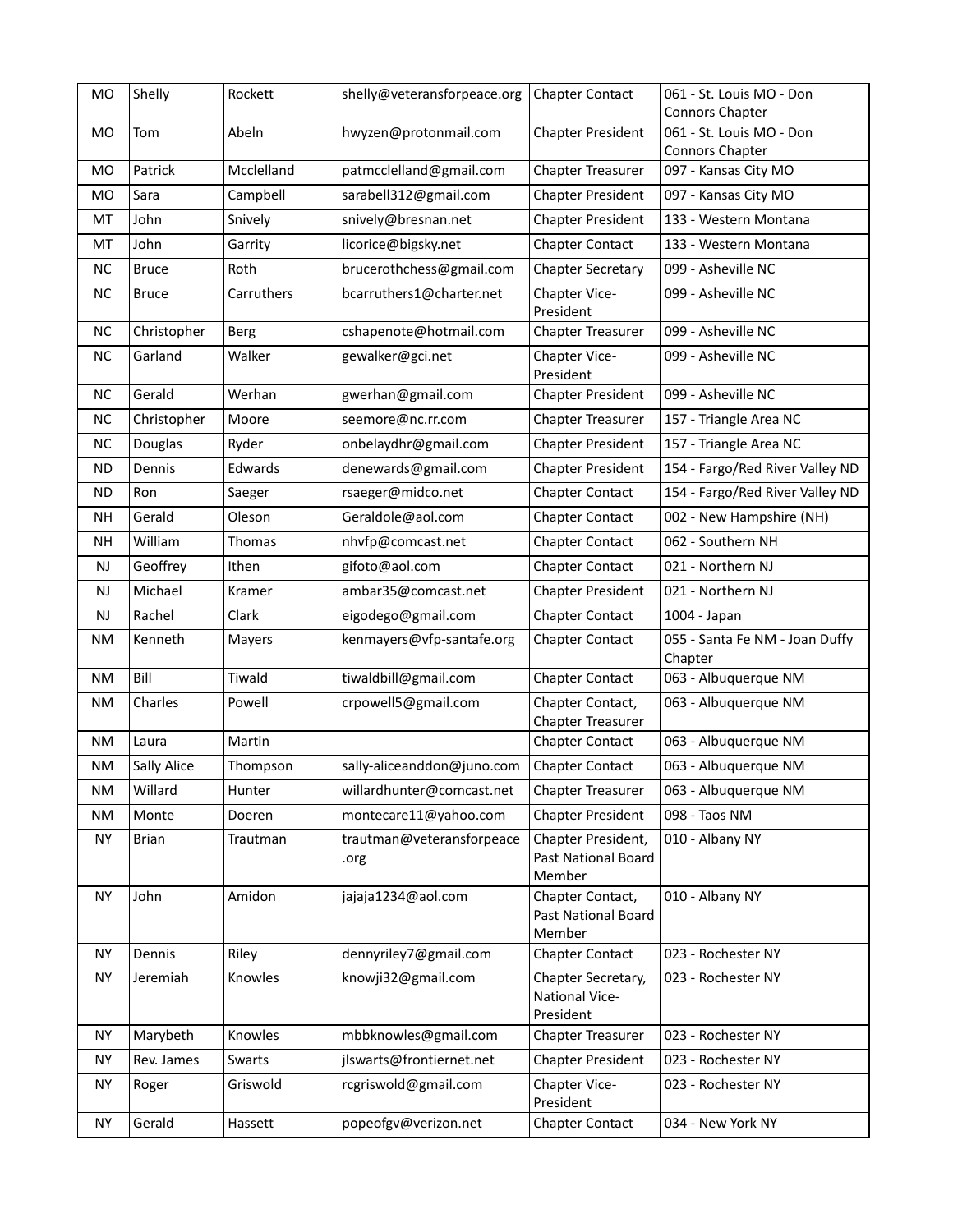| | | | | | |
|---|---|---|---|---|---|
| MO | Shelly | Rockett | shelly@veteransforpeace.org | Chapter Contact | 061 - St. Louis MO - Don Connors Chapter |
| MO | Tom | Abeln | hwyzen@protonmail.com | Chapter President | 061 - St. Louis MO - Don Connors Chapter |
| MO | Patrick | Mcclelland | patmcclelland@gmail.com | Chapter Treasurer | 097 - Kansas City MO |
| MO | Sara | Campbell | sarabell312@gmail.com | Chapter President | 097 - Kansas City MO |
| MT | John | Snively | snively@bresnan.net | Chapter President | 133 - Western Montana |
| MT | John | Garrity | licorice@bigsky.net | Chapter Contact | 133 - Western Montana |
| NC | Bruce | Roth | brucerothchess@gmail.com | Chapter Secretary | 099 - Asheville NC |
| NC | Bruce | Carruthers | bcarruthers1@charter.net | Chapter Vice-President | 099 - Asheville NC |
| NC | Christopher | Berg | cshapenote@hotmail.com | Chapter Treasurer | 099 - Asheville NC |
| NC | Garland | Walker | gewalker@gci.net | Chapter Vice-President | 099 - Asheville NC |
| NC | Gerald | Werhan | gwerhan@gmail.com | Chapter President | 099 - Asheville NC |
| NC | Christopher | Moore | seemore@nc.rr.com | Chapter Treasurer | 157 - Triangle Area NC |
| NC | Douglas | Ryder | onbelaydhr@gmail.com | Chapter President | 157 - Triangle Area NC |
| ND | Dennis | Edwards | denewards@gmail.com | Chapter President | 154 - Fargo/Red River Valley ND |
| ND | Ron | Saeger | rsaeger@midco.net | Chapter Contact | 154 - Fargo/Red River Valley ND |
| NH | Gerald | Oleson | Geraldole@aol.com | Chapter Contact | 002 - New Hampshire (NH) |
| NH | William | Thomas | nhvfp@comcast.net | Chapter Contact | 062 - Southern NH |
| NJ | Geoffrey | Ithen | gifoto@aol.com | Chapter Contact | 021 - Northern NJ |
| NJ | Michael | Kramer | ambar35@comcast.net | Chapter President | 021 - Northern NJ |
| NJ | Rachel | Clark | eigodego@gmail.com | Chapter Contact | 1004 - Japan |
| NM | Kenneth | Mayers | kenmayers@vfp-santafe.org | Chapter Contact | 055 - Santa Fe NM - Joan Duffy Chapter |
| NM | Bill | Tiwald | tiwaldbill@gmail.com | Chapter Contact | 063 - Albuquerque NM |
| NM | Charles | Powell | crpowell5@gmail.com | Chapter Contact, Chapter Treasurer | 063 - Albuquerque NM |
| NM | Laura | Martin | | Chapter Contact | 063 - Albuquerque NM |
| NM | Sally Alice | Thompson | sally-aliceanddon@juno.com | Chapter Contact | 063 - Albuquerque NM |
| NM | Willard | Hunter | willardhunter@comcast.net | Chapter Treasurer | 063 - Albuquerque NM |
| NM | Monte | Doeren | montecare11@yahoo.com | Chapter President | 098 - Taos NM |
| NY | Brian | Trautman | trautman@veteransforpeace.org | Chapter President, Past National Board Member | 010 - Albany NY |
| NY | John | Amidon | jajaja1234@aol.com | Chapter Contact, Past National Board Member | 010 - Albany NY |
| NY | Dennis | Riley | dennyriley7@gmail.com | Chapter Contact | 023 - Rochester NY |
| NY | Jeremiah | Knowles | knowji32@gmail.com | Chapter Secretary, National Vice-President | 023 - Rochester NY |
| NY | Marybeth | Knowles | mbbknowles@gmail.com | Chapter Treasurer | 023 - Rochester NY |
| NY | Rev. James | Swarts | jlswarts@frontiernet.net | Chapter President | 023 - Rochester NY |
| NY | Roger | Griswold | rcgriswold@gmail.com | Chapter Vice-President | 023 - Rochester NY |
| NY | Gerald | Hassett | popeofgv@verizon.net | Chapter Contact | 034 - New York NY |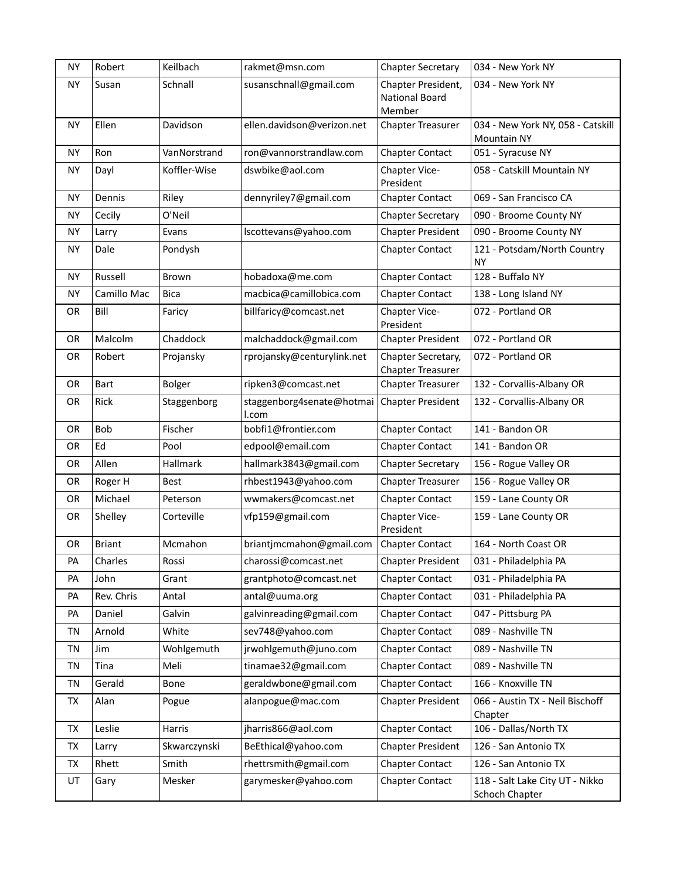| | | | | | |
|---|---|---|---|---|---|
| NY | Robert | Keilbach | rakmet@msn.com | Chapter Secretary | 034 - New York NY |
| NY | Susan | Schnall | susanschnall@gmail.com | Chapter President, National Board Member | 034 - New York NY |
| NY | Ellen | Davidson | ellen.davidson@verizon.net | Chapter Treasurer | 034 - New York NY, 058 - Catskill Mountain NY |
| NY | Ron | VanNorstrand | ron@vannorstrandlaw.com | Chapter Contact | 051 - Syracuse NY |
| NY | Dayl | Koffler-Wise | dswbike@aol.com | Chapter Vice-President | 058 - Catskill Mountain NY |
| NY | Dennis | Riley | dennyriley7@gmail.com | Chapter Contact | 069 - San Francisco CA |
| NY | Cecily | O'Neil | | Chapter Secretary | 090 - Broome County NY |
| NY | Larry | Evans | lscottevans@yahoo.com | Chapter President | 090 - Broome County NY |
| NY | Dale | Pondysh | | Chapter Contact | 121 - Potsdam/North Country NY |
| NY | Russell | Brown | hobadoxa@me.com | Chapter Contact | 128 - Buffalo NY |
| NY | Camillo Mac | Bica | macbica@camillobica.com | Chapter Contact | 138 - Long Island NY |
| OR | Bill | Faricy | billfaricy@comcast.net | Chapter Vice-President | 072 - Portland OR |
| OR | Malcolm | Chaddock | malchaddock@gmail.com | Chapter President | 072 - Portland OR |
| OR | Robert | Projansky | rprojansky@centurylink.net | Chapter Secretary, Chapter Treasurer | 072 - Portland OR |
| OR | Bart | Bolger | ripken3@comcast.net | Chapter Treasurer | 132 - Corvallis-Albany OR |
| OR | Rick | Staggenborg | staggenborg4senate@hotmail.com | Chapter President | 132 - Corvallis-Albany OR |
| OR | Bob | Fischer | bobfi1@frontier.com | Chapter Contact | 141 - Bandon OR |
| OR | Ed | Pool | edpool@email.com | Chapter Contact | 141 - Bandon OR |
| OR | Allen | Hallmark | hallmark3843@gmail.com | Chapter Secretary | 156 - Rogue Valley OR |
| OR | Roger H | Best | rhbest1943@yahoo.com | Chapter Treasurer | 156 - Rogue Valley OR |
| OR | Michael | Peterson | wwmakers@comcast.net | Chapter Contact | 159 - Lane County OR |
| OR | Shelley | Corteville | vfp159@gmail.com | Chapter Vice-President | 159 - Lane County OR |
| OR | Briant | Mcmahon | briantjmcmahon@gmail.com | Chapter Contact | 164 - North Coast OR |
| PA | Charles | Rossi | charossi@comcast.net | Chapter President | 031 - Philadelphia PA |
| PA | John | Grant | grantphoto@comcast.net | Chapter Contact | 031 - Philadelphia PA |
| PA | Rev. Chris | Antal | antal@uuma.org | Chapter Contact | 031 - Philadelphia PA |
| PA | Daniel | Galvin | galvinreading@gmail.com | Chapter Contact | 047 - Pittsburg PA |
| TN | Arnold | White | sev748@yahoo.com | Chapter Contact | 089 - Nashville TN |
| TN | Jim | Wohlgemuth | jrwohlgemuth@juno.com | Chapter Contact | 089 - Nashville TN |
| TN | Tina | Meli | tinamae32@gmail.com | Chapter Contact | 089 - Nashville TN |
| TN | Gerald | Bone | geraldwbone@gmail.com | Chapter Contact | 166 - Knoxville TN |
| TX | Alan | Pogue | alanpogue@mac.com | Chapter President | 066 - Austin TX - Neil Bischoff Chapter |
| TX | Leslie | Harris | jharris866@aol.com | Chapter Contact | 106 - Dallas/North TX |
| TX | Larry | Skwarczynski | BeEthical@yahoo.com | Chapter President | 126 - San Antonio TX |
| TX | Rhett | Smith | rhettrsmith@gmail.com | Chapter Contact | 126 - San Antonio TX |
| UT | Gary | Mesker | garymesker@yahoo.com | Chapter Contact | 118 - Salt Lake City UT - Nikko Schoch Chapter |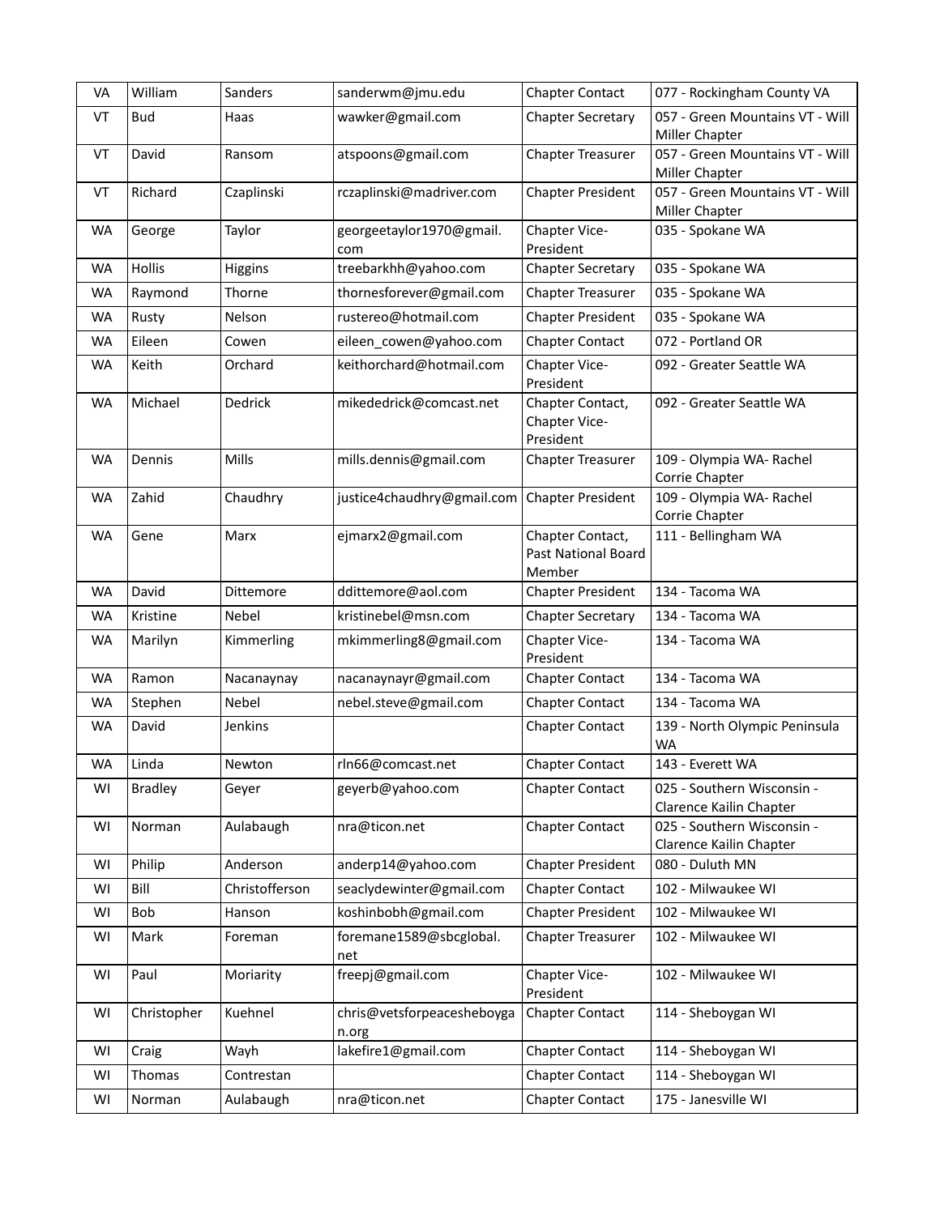| | | | | | |
|---|---|---|---|---|---|
| VA | William | Sanders | sanderwm@jmu.edu | Chapter Contact | 077 - Rockingham County VA |
| VT | Bud | Haas | wawker@gmail.com | Chapter Secretary | 057 - Green Mountains VT - Will Miller Chapter |
| VT | David | Ransom | atspoons@gmail.com | Chapter Treasurer | 057 - Green Mountains VT - Will Miller Chapter |
| VT | Richard | Czaplinski | rczaplinski@madriver.com | Chapter President | 057 - Green Mountains VT - Will Miller Chapter |
| WA | George | Taylor | georgeetaylor1970@gmail.com | Chapter Vice-President | 035 - Spokane WA |
| WA | Hollis | Higgins | treebarkhh@yahoo.com | Chapter Secretary | 035 - Spokane WA |
| WA | Raymond | Thorne | thornesforever@gmail.com | Chapter Treasurer | 035 - Spokane WA |
| WA | Rusty | Nelson | rustereo@hotmail.com | Chapter President | 035 - Spokane WA |
| WA | Eileen | Cowen | eileen_cowen@yahoo.com | Chapter Contact | 072 - Portland OR |
| WA | Keith | Orchard | keithorchard@hotmail.com | Chapter Vice-President | 092 - Greater Seattle WA |
| WA | Michael | Dedrick | mikededrick@comcast.net | Chapter Contact, Chapter Vice-President | 092 - Greater Seattle WA |
| WA | Dennis | Mills | mills.dennis@gmail.com | Chapter Treasurer | 109 - Olympia WA- Rachel Corrie Chapter |
| WA | Zahid | Chaudhry | justice4chaudhry@gmail.com | Chapter President | 109 - Olympia WA- Rachel Corrie Chapter |
| WA | Gene | Marx | ejmarx2@gmail.com | Chapter Contact, Past National Board Member | 111 - Bellingham WA |
| WA | David | Dittemore | ddittemore@aol.com | Chapter President | 134 - Tacoma WA |
| WA | Kristine | Nebel | kristinebel@msn.com | Chapter Secretary | 134 - Tacoma WA |
| WA | Marilyn | Kimmerling | mkimmerling8@gmail.com | Chapter Vice-President | 134 - Tacoma WA |
| WA | Ramon | Nacanaynay | nacanaynayr@gmail.com | Chapter Contact | 134 - Tacoma WA |
| WA | Stephen | Nebel | nebel.steve@gmail.com | Chapter Contact | 134 - Tacoma WA |
| WA | David | Jenkins | | Chapter Contact | 139 - North Olympic Peninsula WA |
| WA | Linda | Newton | rln66@comcast.net | Chapter Contact | 143 - Everett WA |
| WI | Bradley | Geyer | geyerb@yahoo.com | Chapter Contact | 025 - Southern Wisconsin - Clarence Kailin Chapter |
| WI | Norman | Aulabaugh | nra@ticon.net | Chapter Contact | 025 - Southern Wisconsin - Clarence Kailin Chapter |
| WI | Philip | Anderson | anderp14@yahoo.com | Chapter President | 080 - Duluth MN |
| WI | Bill | Christofferson | seaclydewinter@gmail.com | Chapter Contact | 102 - Milwaukee WI |
| WI | Bob | Hanson | koshinbobh@gmail.com | Chapter President | 102 - Milwaukee WI |
| WI | Mark | Foreman | foremane1589@sbcglobal.net | Chapter Treasurer | 102 - Milwaukee WI |
| WI | Paul | Moriarity | freepj@gmail.com | Chapter Vice-President | 102 - Milwaukee WI |
| WI | Christopher | Kuehnel | chris@vetsforpeacesheboygan.org | Chapter Contact | 114 - Sheboygan WI |
| WI | Craig | Wayh | lakefire1@gmail.com | Chapter Contact | 114 - Sheboygan WI |
| WI | Thomas | Contrestan | | Chapter Contact | 114 - Sheboygan WI |
| WI | Norman | Aulabaugh | nra@ticon.net | Chapter Contact | 175 - Janesville WI |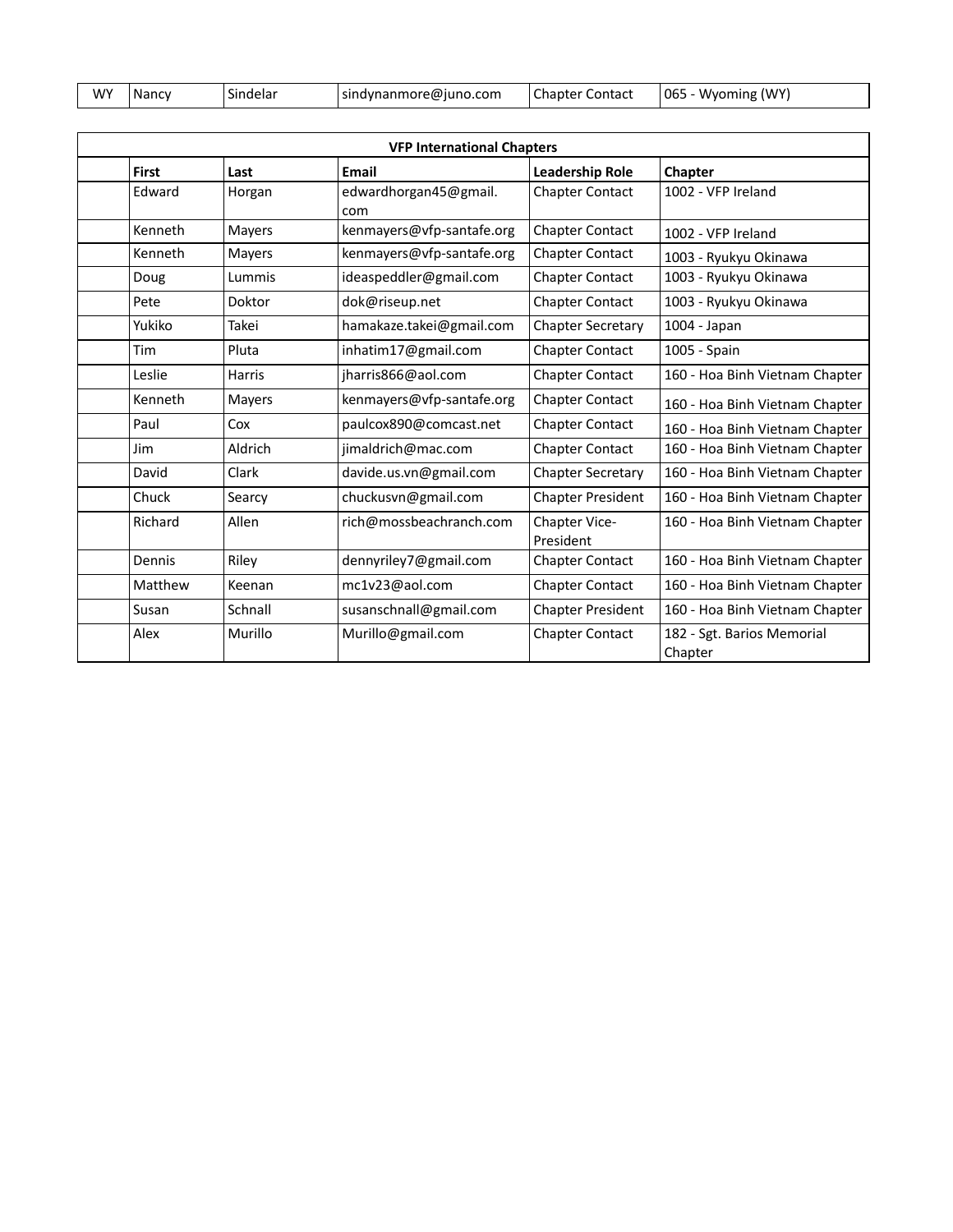| | | | | | |
|---|---|---|---|---|---|
| WY | Nancy | Sindelar | sindynanmore@juno.com | Chapter Contact | 065 - Wyoming (WY) |

| VFP International Chapters | | | | | |
|---|---|---|---|---|---|
| | **First** | **Last** | **Email** | **Leadership Role** | **Chapter** |
| | Edward | Horgan | edwardhorgan45@gmail.com | Chapter Contact | 1002 - VFP Ireland |
| | Kenneth | Mayers | kenmayers@vfp-santafe.org | Chapter Contact | 1002 - VFP Ireland |
| | Kenneth | Mayers | kenmayers@vfp-santafe.org | Chapter Contact | 1003 - Ryukyu Okinawa |
| | Doug | Lummis | ideaspeddler@gmail.com | Chapter Contact | 1003 - Ryukyu Okinawa |
| | Pete | Doktor | dok@riseup.net | Chapter Contact | 1003 - Ryukyu Okinawa |
| | Yukiko | Takei | hamakaze.takei@gmail.com | Chapter Secretary | 1004 - Japan |
| | Tim | Pluta | inhatim17@gmail.com | Chapter Contact | 1005 - Spain |
| | Leslie | Harris | jharris866@aol.com | Chapter Contact | 160 - Hoa Binh Vietnam Chapter |
| | Kenneth | Mayers | kenmayers@vfp-santafe.org | Chapter Contact | 160 - Hoa Binh Vietnam Chapter |
| | Paul | Cox | paulcox890@comcast.net | Chapter Contact | 160 - Hoa Binh Vietnam Chapter |
| | Jim | Aldrich | jimaldrich@mac.com | Chapter Contact | 160 - Hoa Binh Vietnam Chapter |
| | David | Clark | davide.us.vn@gmail.com | Chapter Secretary | 160 - Hoa Binh Vietnam Chapter |
| | Chuck | Searcy | chuckusvn@gmail.com | Chapter President | 160 - Hoa Binh Vietnam Chapter |
| | Richard | Allen | rich@mossbeachranch.com | Chapter Vice-President | 160 - Hoa Binh Vietnam Chapter |
| | Dennis | Riley | dennyriley7@gmail.com | Chapter Contact | 160 - Hoa Binh Vietnam Chapter |
| | Matthew | Keenan | mc1v23@aol.com | Chapter Contact | 160 - Hoa Binh Vietnam Chapter |
| | Susan | Schnall | susanschnall@gmail.com | Chapter President | 160 - Hoa Binh Vietnam Chapter |
| | Alex | Murillo | Murillo@gmail.com | Chapter Contact | 182 - Sgt. Barios Memorial Chapter |